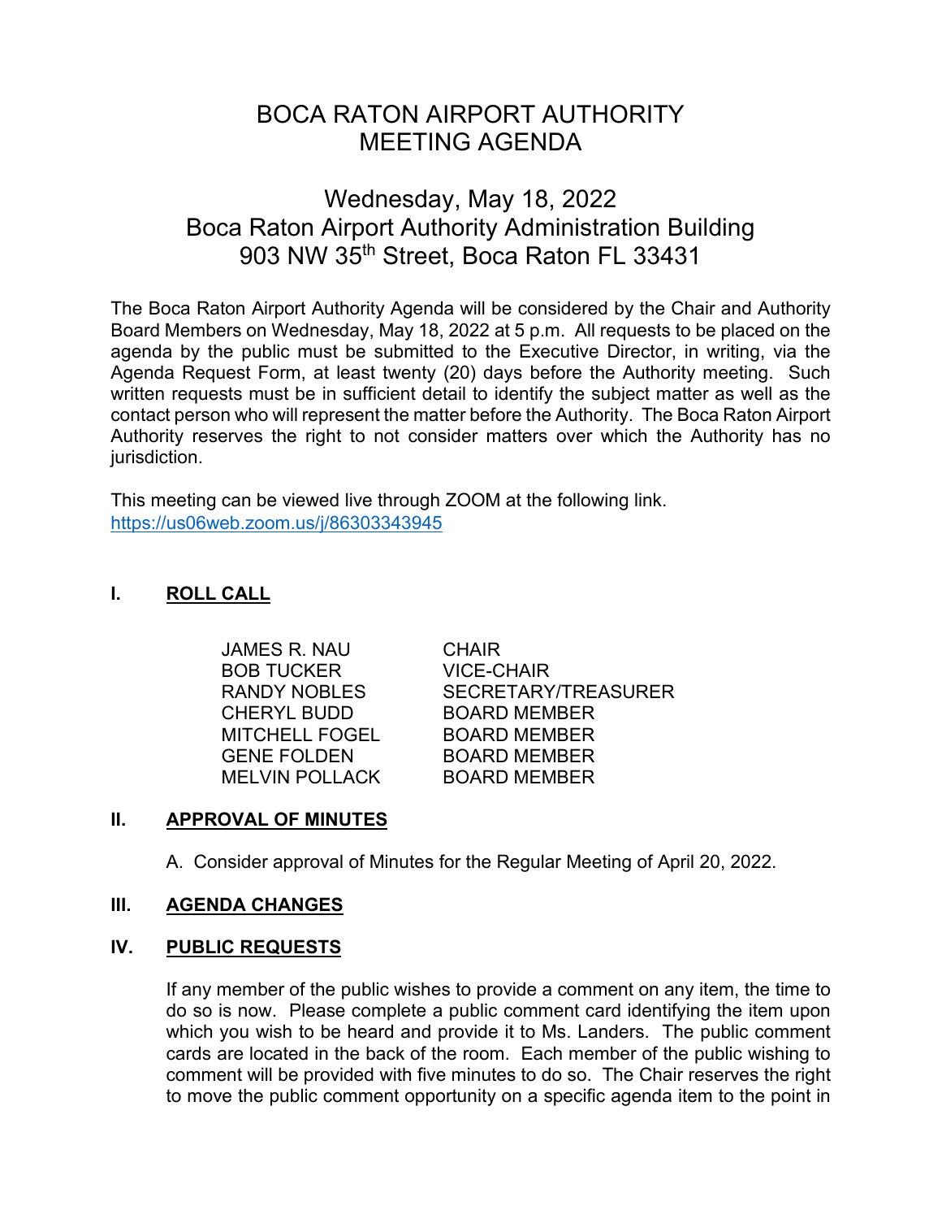# BOCA RATON AIRPORT AUTHORITY
# MEETING AGENDA

## Wednesday, May 18, 2022
## Boca Raton Airport Authority Administration Building
## 903 NW 35th Street, Boca Raton FL 33431

The Boca Raton Airport Authority Agenda will be considered by the Chair and Authority Board Members on Wednesday, May 18, 2022 at 5 p.m. All requests to be placed on the agenda by the public must be submitted to the Executive Director, in writing, via the Agenda Request Form, at least twenty (20) days before the Authority meeting. Such written requests must be in sufficient detail to identify the subject matter as well as the contact person who will represent the matter before the Authority. The Boca Raton Airport Authority reserves the right to not consider matters over which the Authority has no jurisdiction.

This meeting can be viewed live through ZOOM at the following link.
https://us06web.zoom.us/j/86303343945

### I. ROLL CALL

| | |
|---|---|
| JAMES R. NAU | CHAIR |
| BOB TUCKER | VICE-CHAIR |
| RANDY NOBLES | SECRETARY/TREASURER |
| CHERYL BUDD | BOARD MEMBER |
| MITCHELL FOGEL | BOARD MEMBER |
| GENE FOLDEN | BOARD MEMBER |
| MELVIN POLLACK | BOARD MEMBER |

### II. APPROVAL OF MINUTES

A. Consider approval of Minutes for the Regular Meeting of April 20, 2022.

### III. AGENDA CHANGES

### IV. PUBLIC REQUESTS

If any member of the public wishes to provide a comment on any item, the time to do so is now. Please complete a public comment card identifying the item upon which you wish to be heard and provide it to Ms. Landers. The public comment cards are located in the back of the room. Each member of the public wishing to comment will be provided with five minutes to do so. The Chair reserves the right to move the public comment opportunity on a specific agenda item to the point in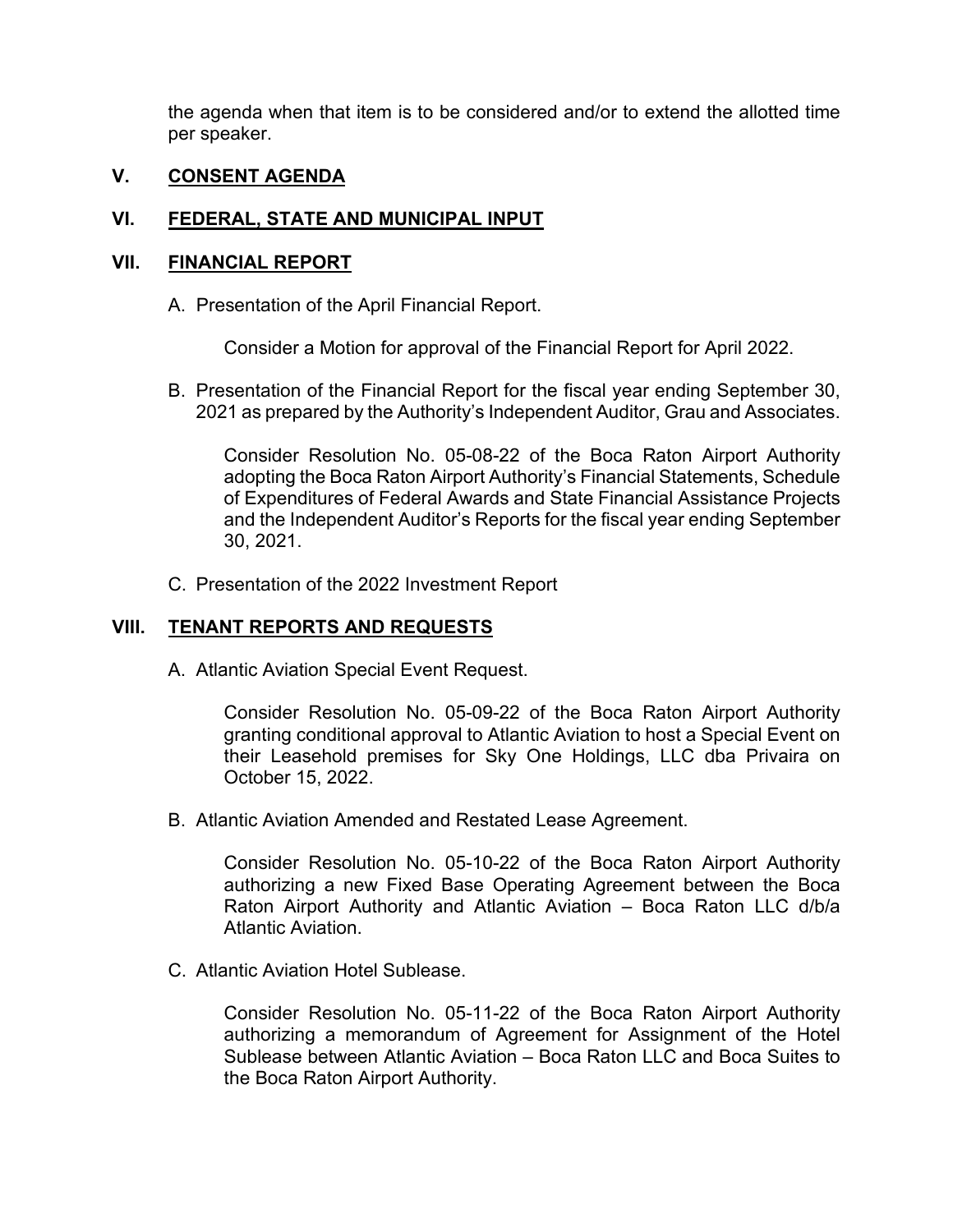the agenda when that item is to be considered and/or to extend the allotted time per speaker.

## V. CONSENT AGENDA

## VI. FEDERAL, STATE AND MUNICIPAL INPUT

## VII. FINANCIAL REPORT

A. Presentation of the April Financial Report.

Consider a Motion for approval of the Financial Report for April 2022.

B. Presentation of the Financial Report for the fiscal year ending September 30, 2021 as prepared by the Authority's Independent Auditor, Grau and Associates.

Consider Resolution No. 05-08-22 of the Boca Raton Airport Authority adopting the Boca Raton Airport Authority's Financial Statements, Schedule of Expenditures of Federal Awards and State Financial Assistance Projects and the Independent Auditor's Reports for the fiscal year ending September 30, 2021.

C. Presentation of the 2022 Investment Report

## VIII. TENANT REPORTS AND REQUESTS

A. Atlantic Aviation Special Event Request.

Consider Resolution No. 05-09-22 of the Boca Raton Airport Authority granting conditional approval to Atlantic Aviation to host a Special Event on their Leasehold premises for Sky One Holdings, LLC dba Privaira on October 15, 2022.

B. Atlantic Aviation Amended and Restated Lease Agreement.

Consider Resolution No. 05-10-22 of the Boca Raton Airport Authority authorizing a new Fixed Base Operating Agreement between the Boca Raton Airport Authority and Atlantic Aviation – Boca Raton LLC d/b/a Atlantic Aviation.

C. Atlantic Aviation Hotel Sublease.

Consider Resolution No. 05-11-22 of the Boca Raton Airport Authority authorizing a memorandum of Agreement for Assignment of the Hotel Sublease between Atlantic Aviation – Boca Raton LLC and Boca Suites to the Boca Raton Airport Authority.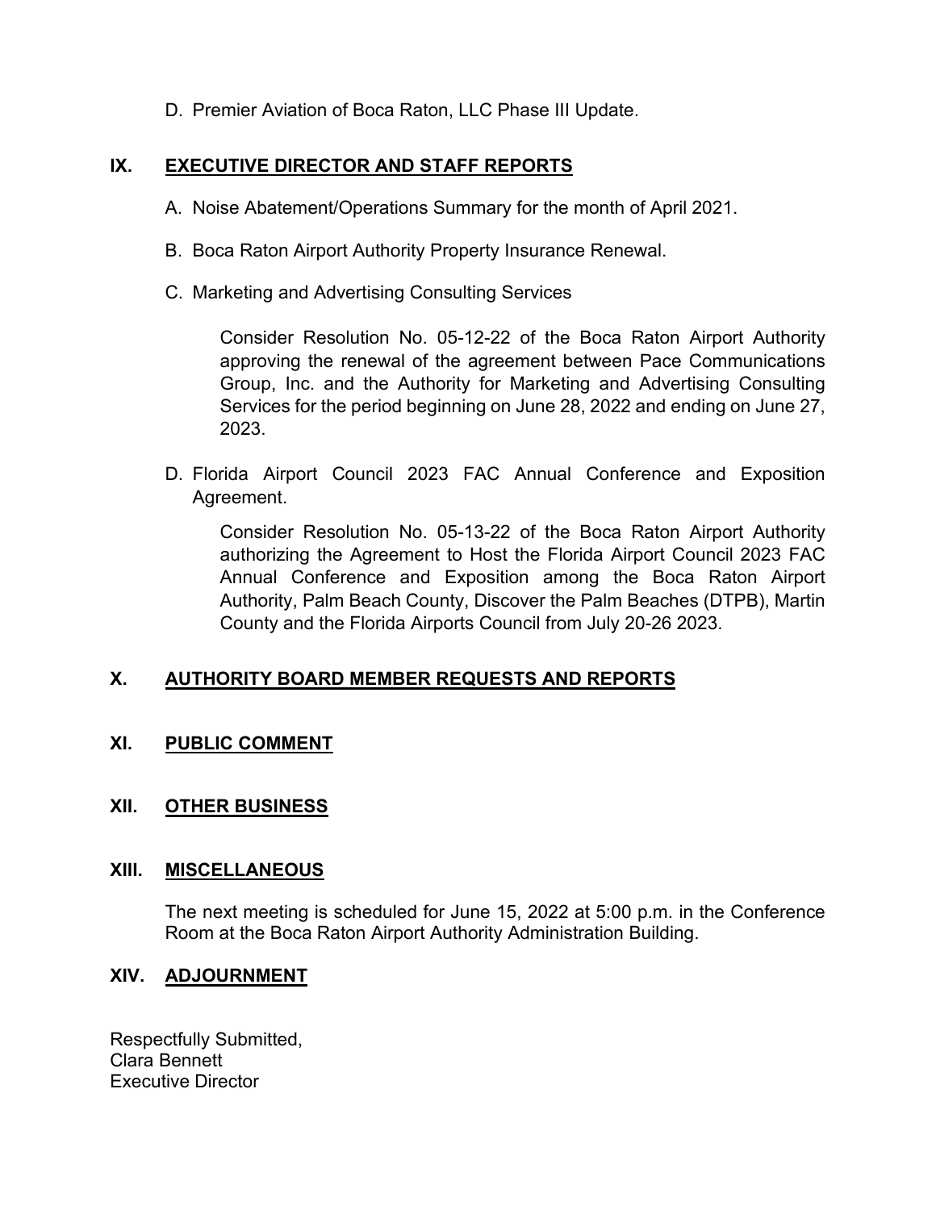D. Premier Aviation of Boca Raton, LLC Phase III Update.

## IX. EXECUTIVE DIRECTOR AND STAFF REPORTS

A. Noise Abatement/Operations Summary for the month of April 2021.

B. Boca Raton Airport Authority Property Insurance Renewal.

C. Marketing and Advertising Consulting Services

> Consider Resolution No. 05-12-22 of the Boca Raton Airport Authority approving the renewal of the agreement between Pace Communications Group, Inc. and the Authority for Marketing and Advertising Consulting Services for the period beginning on June 28, 2022 and ending on June 27, 2023.

D. Florida Airport Council 2023 FAC Annual Conference and Exposition Agreement.

> Consider Resolution No. 05-13-22 of the Boca Raton Airport Authority authorizing the Agreement to Host the Florida Airport Council 2023 FAC Annual Conference and Exposition among the Boca Raton Airport Authority, Palm Beach County, Discover the Palm Beaches (DTPB), Martin County and the Florida Airports Council from July 20-26 2023.

## X. AUTHORITY BOARD MEMBER REQUESTS AND REPORTS

## XI. PUBLIC COMMENT

## XII. OTHER BUSINESS

## XIII. MISCELLANEOUS

The next meeting is scheduled for June 15, 2022 at 5:00 p.m. in the Conference Room at the Boca Raton Airport Authority Administration Building.

## XIV. ADJOURNMENT

Respectfully Submitted,
Clara Bennett
Executive Director